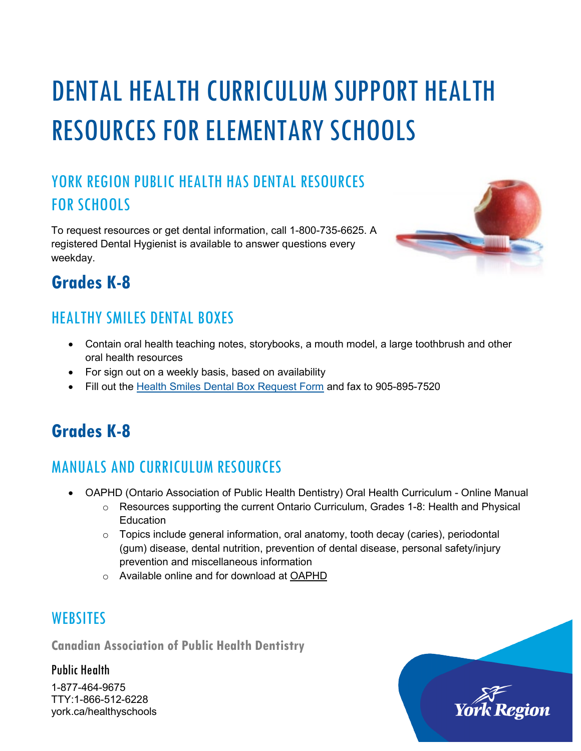# DENTAL HEALTH CURRICULUM SUPPORT HEALTH RESOURCES FOR ELEMENTARY SCHOOLS

## YORK REGION PUBLIC HEALTH HAS DENTAL RESOURCES FOR SCHOOLS

To request resources or get dental information, call 1-800-735-6625. A registered Dental Hygienist is available to answer questions every weekday.

## Grades K-8

### HEALTHY SMILES DENTAL BOXES

- Contain oral health teaching notes, storybooks, a mouth model, a large toothbrush and other oral health resources
- For sign out on a weekly basis, based on availability
- Fill out the Health Smiles Dental Box Request Form and fax to 905-895-7520

## Grades K-8

### MANUALS AND CURRICULUM RESOURCES

- OAPHD (Ontario Association of Public Health Dentistry) Oral Health Curriculum - Online Manual
  - Resources supporting the current Ontario Curriculum, Grades 1-8: Health and Physical Education
  - Topics include general information, oral anatomy, tooth decay (caries), periodontal (gum) disease, dental nutrition, prevention of dental disease, personal safety/injury prevention and miscellaneous information
  - Available online and for download at OAPHD

### WEBSITES

**Canadian Association of Public Health Dentistry**

Public Health

1-877-464-9675
TTY:1-866-512-6228
york.ca/healthyschools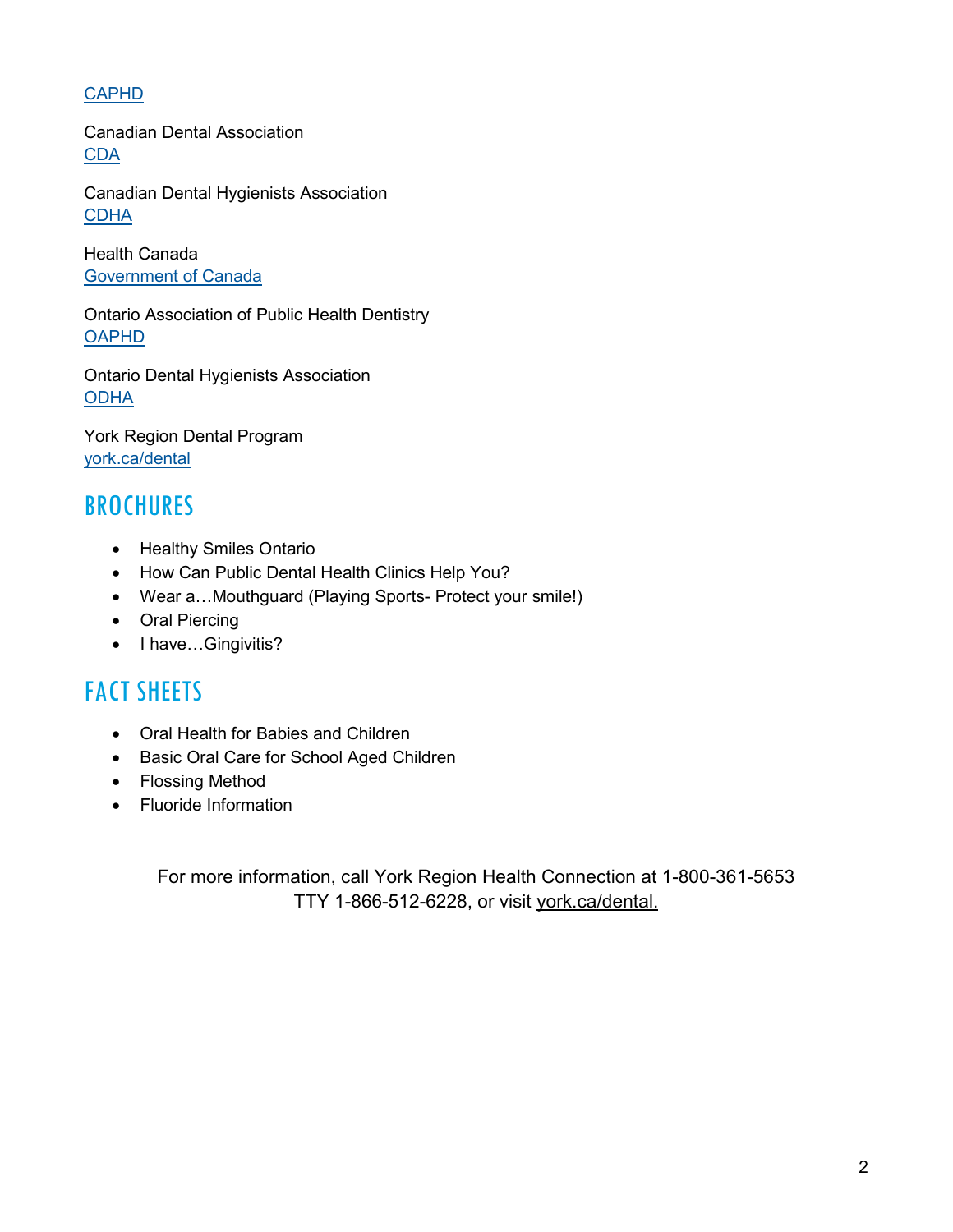CAPHD

Canadian Dental Association
CDA

Canadian Dental Hygienists Association
CDHA

Health Canada
Government of Canada

Ontario Association of Public Health Dentistry
OAPHD

Ontario Dental Hygienists Association
ODHA

York Region Dental Program
york.ca/dental

## BROCHURES

- Healthy Smiles Ontario
- How Can Public Dental Health Clinics Help You?
- Wear a…Mouthguard (Playing Sports- Protect your smile!)
- Oral Piercing
- I have…Gingivitis?

## FACT SHEETS

- Oral Health for Babies and Children
- Basic Oral Care for School Aged Children
- Flossing Method
- Fluoride Information

For more information, call York Region Health Connection at 1-800-361-5653
TTY 1-866-512-6228, or visit york.ca/dental.